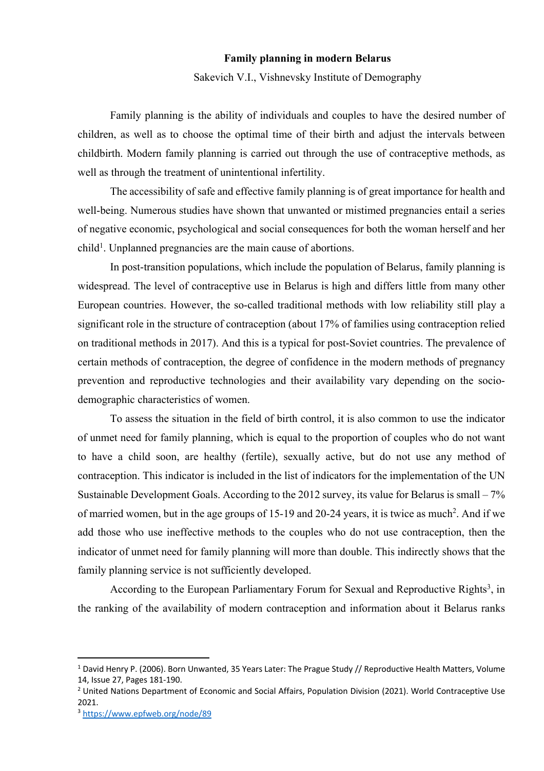**Family planning in modern Belarus**

Sakevich V.I., Vishnevsky Institute of Demography

Family planning is the ability of individuals and couples to have the desired number of children, as well as to choose the optimal time of their birth and adjust the intervals between childbirth. Modern family planning is carried out through the use of contraceptive methods, as well as through the treatment of unintentional infertility.

The accessibility of safe and effective family planning is of great importance for health and well-being. Numerous studies have shown that unwanted or mistimed pregnancies entail a series of negative economic, psychological and social consequences for both the woman herself and her child[1]. Unplanned pregnancies are the main cause of abortions.

In post-transition populations, which include the population of Belarus, family planning is widespread. The level of contraceptive use in Belarus is high and differs little from many other European countries. However, the so-called traditional methods with low reliability still play a significant role in the structure of contraception (about 17% of families using contraception relied on traditional methods in 2017). And this is a typical for post-Soviet countries. The prevalence of certain methods of contraception, the degree of confidence in the modern methods of pregnancy prevention and reproductive technologies and their availability vary depending on the socio-demographic characteristics of women.

To assess the situation in the field of birth control, it is also common to use the indicator of unmet need for family planning, which is equal to the proportion of couples who do not want to have a child soon, are healthy (fertile), sexually active, but do not use any method of contraception. This indicator is included in the list of indicators for the implementation of the UN Sustainable Development Goals. According to the 2012 survey, its value for Belarus is small – 7% of married women, but in the age groups of 15-19 and 20-24 years, it is twice as much[2]. And if we add those who use ineffective methods to the couples who do not use contraception, then the indicator of unmet need for family planning will more than double. This indirectly shows that the family planning service is not sufficiently developed.

According to the European Parliamentary Forum for Sexual and Reproductive Rights[3], in the ranking of the availability of modern contraception and information about it Belarus ranks

---

[1] David Henry P. (2006). Born Unwanted, 35 Years Later: The Prague Study // Reproductive Health Matters, Volume 14, Issue 27, Pages 181-190.

[2] United Nations Department of Economic and Social Affairs, Population Division (2021). World Contraceptive Use 2021.

[3] https://www.epfweb.org/node/89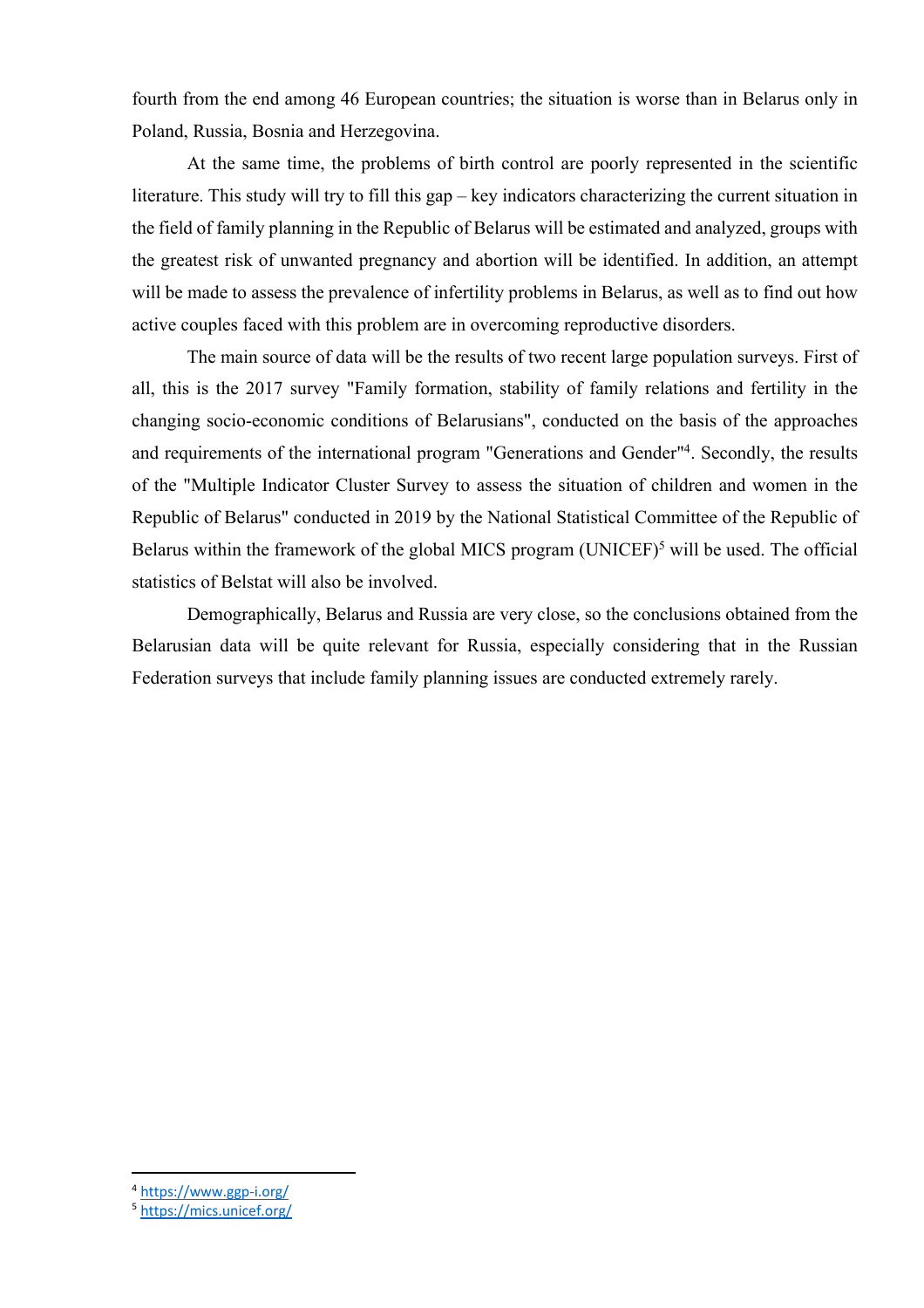fourth from the end among 46 European countries; the situation is worse than in Belarus only in Poland, Russia, Bosnia and Herzegovina.

At the same time, the problems of birth control are poorly represented in the scientific literature. This study will try to fill this gap – key indicators characterizing the current situation in the field of family planning in the Republic of Belarus will be estimated and analyzed, groups with the greatest risk of unwanted pregnancy and abortion will be identified. In addition, an attempt will be made to assess the prevalence of infertility problems in Belarus, as well as to find out how active couples faced with this problem are in overcoming reproductive disorders.

The main source of data will be the results of two recent large population surveys. First of all, this is the 2017 survey "Family formation, stability of family relations and fertility in the changing socio-economic conditions of Belarusians", conducted on the basis of the approaches and requirements of the international program "Generations and Gender"[4]. Secondly, the results of the "Multiple Indicator Cluster Survey to assess the situation of children and women in the Republic of Belarus" conducted in 2019 by the National Statistical Committee of the Republic of Belarus within the framework of the global MICS program (UNICEF)[5] will be used. The official statistics of Belstat will also be involved.

Demographically, Belarus and Russia are very close, so the conclusions obtained from the Belarusian data will be quite relevant for Russia, especially considering that in the Russian Federation surveys that include family planning issues are conducted extremely rarely.

---

[4] https://www.ggp-i.org/

[5] https://mics.unicef.org/